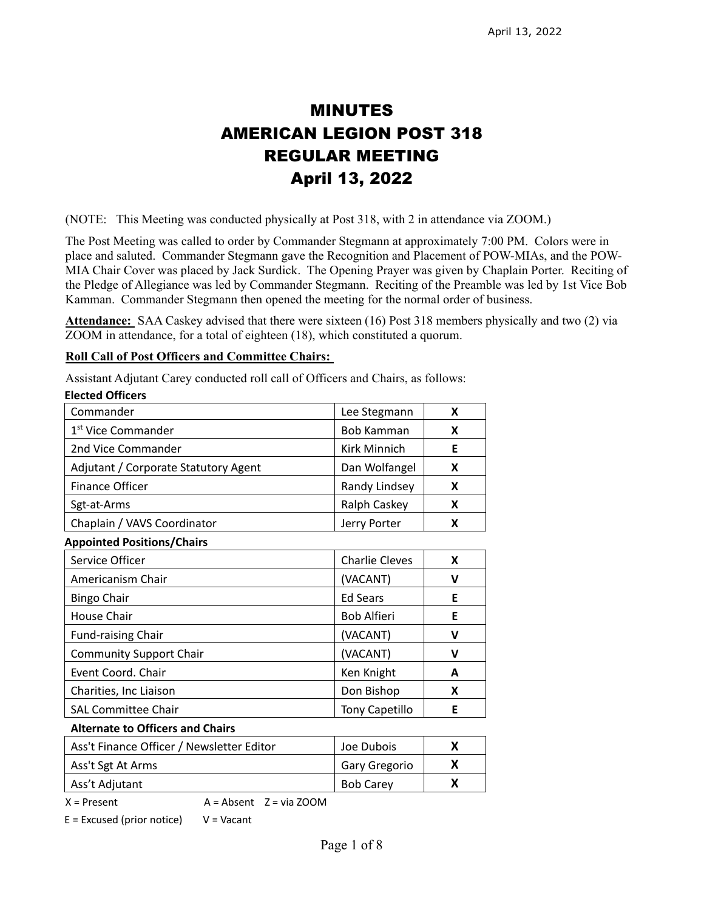# MINUTES
# AMERICAN LEGION POST 318
# REGULAR MEETING
# April 13, 2022

(NOTE: This Meeting was conducted physically at Post 318, with 2 in attendance via ZOOM.)

The Post Meeting was called to order by Commander Stegmann at approximately 7:00 PM. Colors were in place and saluted. Commander Stegmann gave the Recognition and Placement of POW-MIAs, and the POW-MIA Chair Cover was placed by Jack Surdick. The Opening Prayer was given by Chaplain Porter. Reciting of the Pledge of Allegiance was led by Commander Stegmann. Reciting of the Preamble was led by 1st Vice Bob Kamman. Commander Stegmann then opened the meeting for the normal order of business.

**Attendance:** SAA Caskey advised that there were sixteen (16) Post 318 members physically and two (2) via ZOOM in attendance, for a total of eighteen (18), which constituted a quorum.

**Roll Call of Post Officers and Committee Chairs:**

Assistant Adjutant Carey conducted roll call of Officers and Chairs, as follows:

**Elected Officers**

| Position | Name | Status |
|---|---|---|
| Commander | Lee Stegmann | X |
| 1st Vice Commander | Bob Kamman | X |
| 2nd Vice Commander | Kirk Minnich | E |
| Adjutant / Corporate Statutory Agent | Dan Wolfangel | X |
| Finance Officer | Randy Lindsey | X |
| Sgt-at-Arms | Ralph Caskey | X |
| Chaplain / VAVS Coordinator | Jerry Porter | X |

**Appointed Positions/Chairs**

| Position | Name | Status |
|---|---|---|
| Service Officer | Charlie Cleves | X |
| Americanism Chair | (VACANT) | V |
| Bingo Chair | Ed Sears | E |
| House Chair | Bob Alfieri | E |
| Fund-raising Chair | (VACANT) | V |
| Community Support Chair | (VACANT) | V |
| Event Coord. Chair | Ken Knight | A |
| Charities, Inc Liaison | Don Bishop | X |
| SAL Committee Chair | Tony Capetillo | E |

**Alternate to Officers and Chairs**

| Position | Name | Status |
|---|---|---|
| Ass't Finance Officer / Newsletter Editor | Joe Dubois | X |
| Ass't Sgt At Arms | Gary Gregorio | X |
| Ass't Adjutant | Bob Carey | X |

X = Present A = Absent Z = via ZOOM

E = Excused (prior notice) V = Vacant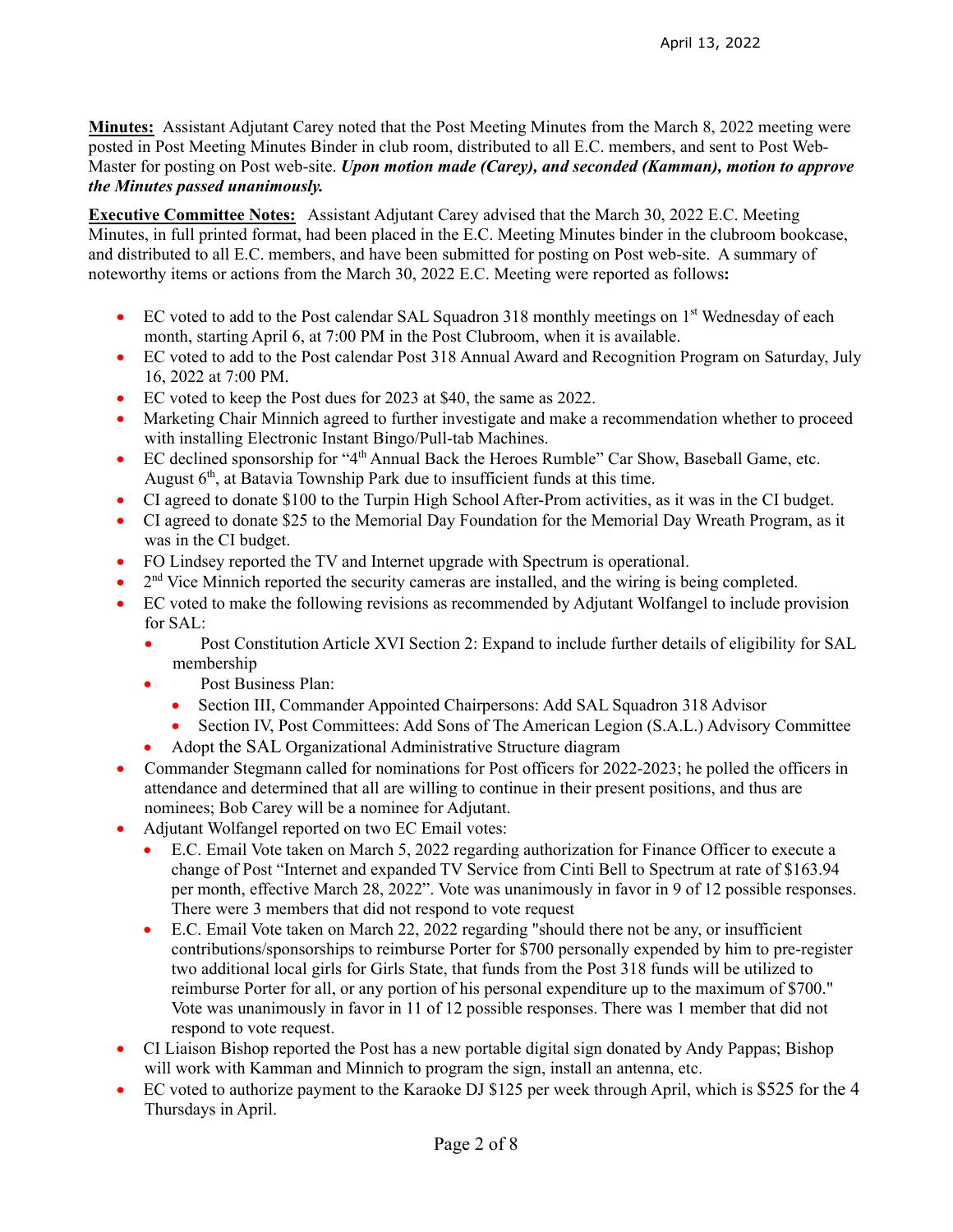**Minutes:** Assistant Adjutant Carey noted that the Post Meeting Minutes from the March 8, 2022 meeting were posted in Post Meeting Minutes Binder in club room, distributed to all E.C. members, and sent to Post Web-Master for posting on Post web-site. ***Upon motion made (Carey), and seconded (Kamman), motion to approve the Minutes passed unanimously.***

**Executive Committee Notes:** Assistant Adjutant Carey advised that the March 30, 2022 E.C. Meeting Minutes, in full printed format, had been placed in the E.C. Meeting Minutes binder in the clubroom bookcase, and distributed to all E.C. members, and have been submitted for posting on Post web-site. A summary of noteworthy items or actions from the March 30, 2022 E.C. Meeting were reported as follows**:**

- EC voted to add to the Post calendar SAL Squadron 318 monthly meetings on 1st Wednesday of each month, starting April 6, at 7:00 PM in the Post Clubroom, when it is available.
- EC voted to add to the Post calendar Post 318 Annual Award and Recognition Program on Saturday, July 16, 2022 at 7:00 PM.
- EC voted to keep the Post dues for 2023 at $40, the same as 2022.
- Marketing Chair Minnich agreed to further investigate and make a recommendation whether to proceed with installing Electronic Instant Bingo/Pull-tab Machines.
- EC declined sponsorship for "4th Annual Back the Heroes Rumble" Car Show, Baseball Game, etc. August 6th, at Batavia Township Park due to insufficient funds at this time.
- CI agreed to donate $100 to the Turpin High School After-Prom activities, as it was in the CI budget.
- CI agreed to donate $25 to the Memorial Day Foundation for the Memorial Day Wreath Program, as it was in the CI budget.
- FO Lindsey reported the TV and Internet upgrade with Spectrum is operational.
- 2nd Vice Minnich reported the security cameras are installed, and the wiring is being completed.
- EC voted to make the following revisions as recommended by Adjutant Wolfangel to include provision for SAL:
  - Post Constitution Article XVI Section 2: Expand to include further details of eligibility for SAL membership
  - Post Business Plan:
    - Section III, Commander Appointed Chairpersons: Add SAL Squadron 318 Advisor
    - Section IV, Post Committees: Add Sons of The American Legion (S.A.L.) Advisory Committee
  - Adopt the SAL Organizational Administrative Structure diagram
- Commander Stegmann called for nominations for Post officers for 2022-2023; he polled the officers in attendance and determined that all are willing to continue in their present positions, and thus are nominees; Bob Carey will be a nominee for Adjutant.
- Adjutant Wolfangel reported on two EC Email votes:
  - E.C. Email Vote taken on March 5, 2022 regarding authorization for Finance Officer to execute a change of Post "Internet and expanded TV Service from Cinti Bell to Spectrum at rate of $163.94 per month, effective March 28, 2022". Vote was unanimously in favor in 9 of 12 possible responses. There were 3 members that did not respond to vote request
  - E.C. Email Vote taken on March 22, 2022 regarding "should there not be any, or insufficient contributions/sponsorships to reimburse Porter for $700 personally expended by him to pre-register two additional local girls for Girls State, that funds from the Post 318 funds will be utilized to reimburse Porter for all, or any portion of his personal expenditure up to the maximum of $700." Vote was unanimously in favor in 11 of 12 possible responses. There was 1 member that did not respond to vote request.
- CI Liaison Bishop reported the Post has a new portable digital sign donated by Andy Pappas; Bishop will work with Kamman and Minnich to program the sign, install an antenna, etc.
- EC voted to authorize payment to the Karaoke DJ $125 per week through April, which is $525 for the 4 Thursdays in April.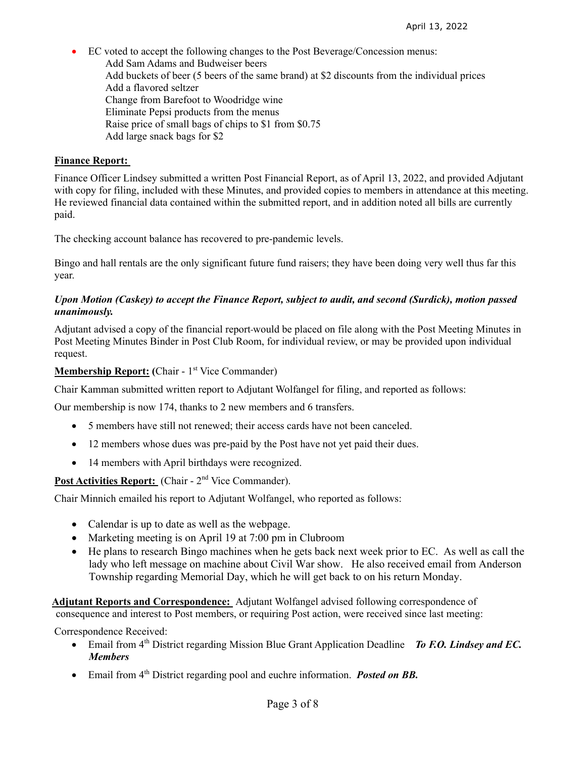- EC voted to accept the following changes to the Post Beverage/Concession menus:
  Add Sam Adams and Budweiser beers
  Add buckets of beer (5 beers of the same brand) at $2 discounts from the individual prices
  Add a flavored seltzer
  Change from Barefoot to Woodridge wine
  Eliminate Pepsi products from the menus
  Raise price of small bags of chips to $1 from $0.75
  Add large snack bags for $2

**Finance Report:**

Finance Officer Lindsey submitted a written Post Financial Report, as of April 13, 2022, and provided Adjutant with copy for filing, included with these Minutes, and provided copies to members in attendance at this meeting. He reviewed financial data contained within the submitted report, and in addition noted all bills are currently paid.

The checking account balance has recovered to pre-pandemic levels.

Bingo and hall rentals are the only significant future fund raisers; they have been doing very well thus far this year.

***Upon Motion (Caskey) to accept the Finance Report, subject to audit, and second (Surdick), motion passed unanimously.***

Adjutant advised a copy of the financial report would be placed on file along with the Post Meeting Minutes in Post Meeting Minutes Binder in Post Club Room, for individual review, or may be provided upon individual request.

**Membership Report: (**Chair - 1st Vice Commander)

Chair Kamman submitted written report to Adjutant Wolfangel for filing, and reported as follows:

Our membership is now 174, thanks to 2 new members and 6 transfers.

- 5 members have still not renewed; their access cards have not been canceled.
- 12 members whose dues was pre-paid by the Post have not yet paid their dues.
- 14 members with April birthdays were recognized.

**Post Activities Report:** (Chair - 2nd Vice Commander).

Chair Minnich emailed his report to Adjutant Wolfangel, who reported as follows:

- Calendar is up to date as well as the webpage.
- Marketing meeting is on April 19 at 7:00 pm in Clubroom
- He plans to research Bingo machines when he gets back next week prior to EC. As well as call the lady who left message on machine about Civil War show. He also received email from Anderson Township regarding Memorial Day, which he will get back to on his return Monday.

**Adjutant Reports and Correspondence:** Adjutant Wolfangel advised following correspondence of consequence and interest to Post members, or requiring Post action, were received since last meeting:

Correspondence Received:

- Email from 4th District regarding Mission Blue Grant Application Deadline ***To F.O. Lindsey and EC. Members***
- Email from 4th District regarding pool and euchre information. ***Posted on BB.***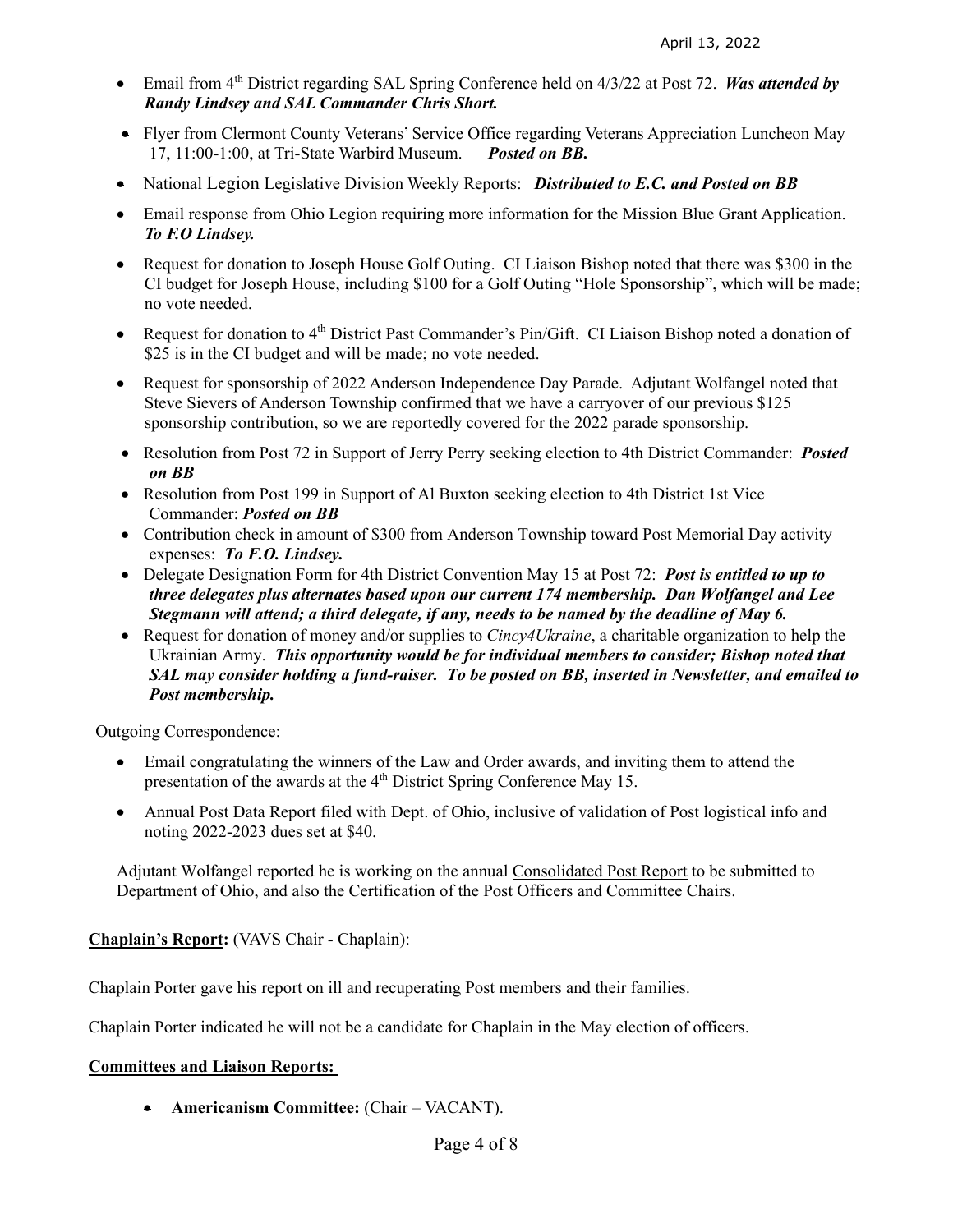- Email from 4th District regarding SAL Spring Conference held on 4/3/22 at Post 72. ***Was attended by Randy Lindsey and SAL Commander Chris Short.***
- Flyer from Clermont County Veterans' Service Office regarding Veterans Appreciation Luncheon May 17, 11:00-1:00, at Tri-State Warbird Museum. ***Posted on BB.***
- National Legion Legislative Division Weekly Reports: ***Distributed to E.C. and Posted on BB***
- Email response from Ohio Legion requiring more information for the Mission Blue Grant Application. ***To F.O Lindsey.***
- Request for donation to Joseph House Golf Outing. CI Liaison Bishop noted that there was $300 in the CI budget for Joseph House, including $100 for a Golf Outing "Hole Sponsorship", which will be made; no vote needed.
- Request for donation to 4th District Past Commander's Pin/Gift. CI Liaison Bishop noted a donation of $25 is in the CI budget and will be made; no vote needed.
- Request for sponsorship of 2022 Anderson Independence Day Parade. Adjutant Wolfangel noted that Steve Sievers of Anderson Township confirmed that we have a carryover of our previous $125 sponsorship contribution, so we are reportedly covered for the 2022 parade sponsorship.
- Resolution from Post 72 in Support of Jerry Perry seeking election to 4th District Commander: ***Posted on BB***
- Resolution from Post 199 in Support of Al Buxton seeking election to 4th District 1st Vice Commander: ***Posted on BB***
- Contribution check in amount of $300 from Anderson Township toward Post Memorial Day activity expenses: ***To F.O. Lindsey.***
- Delegate Designation Form for 4th District Convention May 15 at Post 72: ***Post is entitled to up to three delegates plus alternates based upon our current 174 membership. Dan Wolfangel and Lee Stegmann will attend; a third delegate, if any, needs to be named by the deadline of May 6.***
- Request for donation of money and/or supplies to *Cincy4Ukraine*, a charitable organization to help the Ukrainian Army. ***This opportunity would be for individual members to consider; Bishop noted that SAL may consider holding a fund-raiser. To be posted on BB, inserted in Newsletter, and emailed to Post membership.***

Outgoing Correspondence:

- Email congratulating the winners of the Law and Order awards, and inviting them to attend the presentation of the awards at the 4th District Spring Conference May 15.
- Annual Post Data Report filed with Dept. of Ohio, inclusive of validation of Post logistical info and noting 2022-2023 dues set at $40.

Adjutant Wolfangel reported he is working on the annual Consolidated Post Report to be submitted to Department of Ohio, and also the Certification of the Post Officers and Committee Chairs.

**Chaplain's Report:** (VAVS Chair - Chaplain):

Chaplain Porter gave his report on ill and recuperating Post members and their families.

Chaplain Porter indicated he will not be a candidate for Chaplain in the May election of officers.

**Committees and Liaison Reports:**

- **Americanism Committee:** (Chair – VACANT).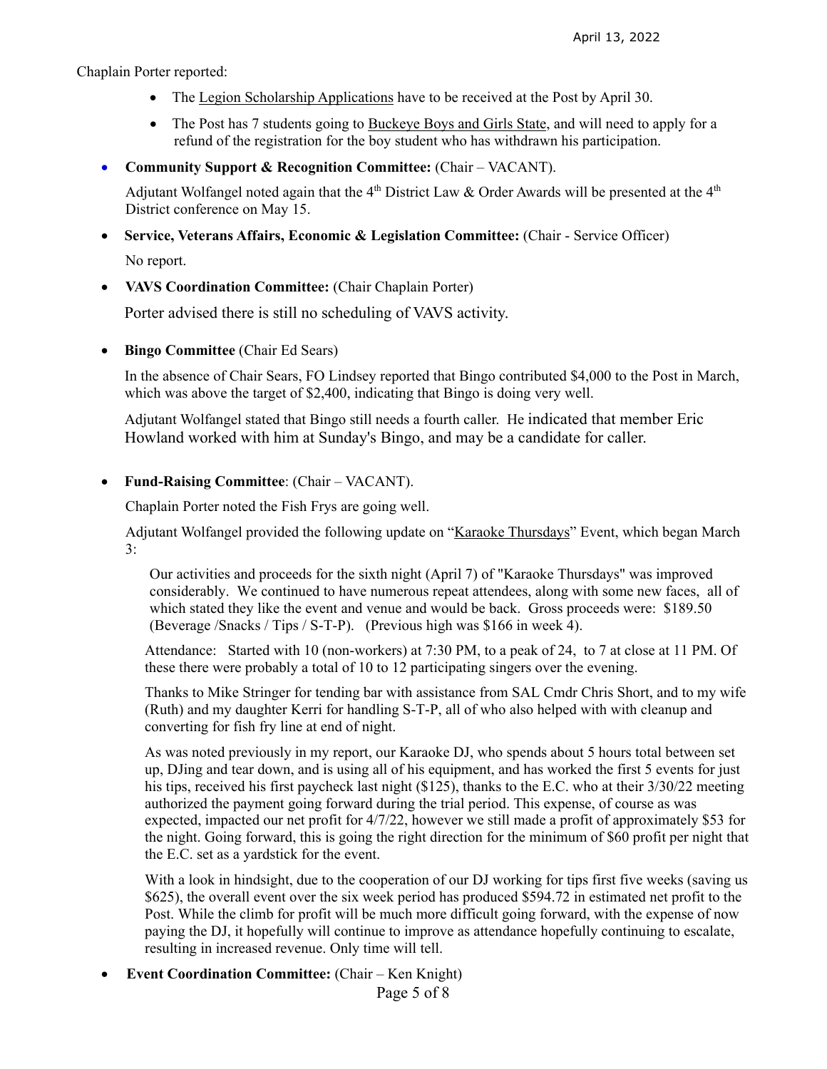Chaplain Porter reported:

- The Legion Scholarship Applications have to be received at the Post by April 30.
- The Post has 7 students going to Buckeye Boys and Girls State, and will need to apply for a refund of the registration for the boy student who has withdrawn his participation.

- **Community Support & Recognition Committee:** (Chair – VACANT).

  Adjutant Wolfangel noted again that the 4th District Law & Order Awards will be presented at the 4th District conference on May 15.

- **Service, Veterans Affairs, Economic & Legislation Committee:** (Chair - Service Officer)

  No report.

- **VAVS Coordination Committee:** (Chair Chaplain Porter)

  Porter advised there is still no scheduling of VAVS activity.

- **Bingo Committee** (Chair Ed Sears)

  In the absence of Chair Sears, FO Lindsey reported that Bingo contributed $4,000 to the Post in March, which was above the target of $2,400, indicating that Bingo is doing very well.

  Adjutant Wolfangel stated that Bingo still needs a fourth caller. He indicated that member Eric Howland worked with him at Sunday's Bingo, and may be a candidate for caller.

- **Fund-Raising Committee**: (Chair – VACANT).

  Chaplain Porter noted the Fish Frys are going well.

  Adjutant Wolfangel provided the following update on "Karaoke Thursdays" Event, which began March 3:

  > Our activities and proceeds for the sixth night (April 7) of "Karaoke Thursdays" was improved considerably. We continued to have numerous repeat attendees, along with some new faces, all of which stated they like the event and venue and would be back. Gross proceeds were: $189.50 (Beverage /Snacks / Tips / S-T-P). (Previous high was $166 in week 4).
  >
  > Attendance: Started with 10 (non-workers) at 7:30 PM, to a peak of 24, to 7 at close at 11 PM. Of these there were probably a total of 10 to 12 participating singers over the evening.
  >
  > Thanks to Mike Stringer for tending bar with assistance from SAL Cmdr Chris Short, and to my wife (Ruth) and my daughter Kerri for handling S-T-P, all of who also helped with with cleanup and converting for fish fry line at end of night.
  >
  > As was noted previously in my report, our Karaoke DJ, who spends about 5 hours total between set up, DJing and tear down, and is using all of his equipment, and has worked the first 5 events for just his tips, received his first paycheck last night ($125), thanks to the E.C. who at their 3/30/22 meeting authorized the payment going forward during the trial period. This expense, of course as was expected, impacted our net profit for 4/7/22, however we still made a profit of approximately $53 for the night. Going forward, this is going the right direction for the minimum of $60 profit per night that the E.C. set as a yardstick for the event.
  >
  > With a look in hindsight, due to the cooperation of our DJ working for tips first five weeks (saving us $625), the overall event over the six week period has produced $594.72 in estimated net profit to the Post. While the climb for profit will be much more difficult going forward, with the expense of now paying the DJ, it hopefully will continue to improve as attendance hopefully continuing to escalate, resulting in increased revenue. Only time will tell.

- **Event Coordination Committee:** (Chair – Ken Knight)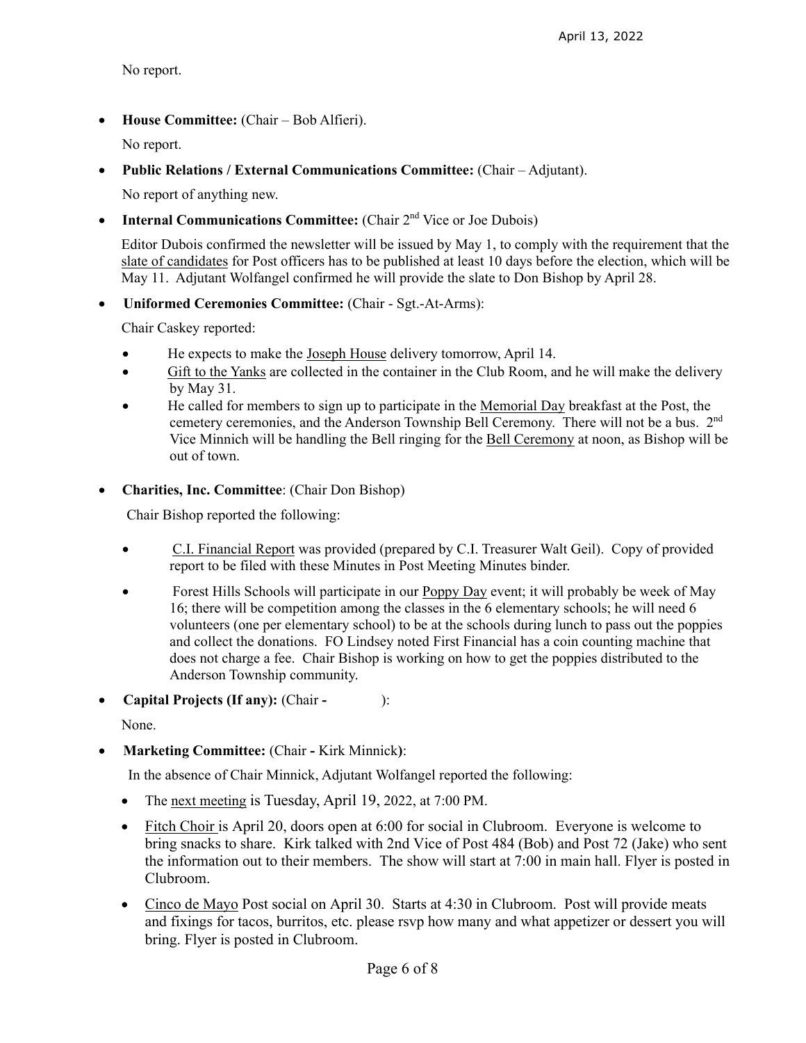No report.

- **House Committee:** (Chair – Bob Alfieri).

  No report.

- **Public Relations / External Communications Committee:** (Chair – Adjutant).

  No report of anything new.

- **Internal Communications Committee:** (Chair 2nd Vice or Joe Dubois)

  Editor Dubois confirmed the newsletter will be issued by May 1, to comply with the requirement that the slate of candidates for Post officers has to be published at least 10 days before the election, which will be May 11. Adjutant Wolfangel confirmed he will provide the slate to Don Bishop by April 28.

- **Uniformed Ceremonies Committee:** (Chair - Sgt.-At-Arms):

  Chair Caskey reported:

  - He expects to make the Joseph House delivery tomorrow, April 14.
  - Gift to the Yanks are collected in the container in the Club Room, and he will make the delivery by May 31.
  - He called for members to sign up to participate in the Memorial Day breakfast at the Post, the cemetery ceremonies, and the Anderson Township Bell Ceremony. There will not be a bus. 2nd Vice Minnich will be handling the Bell ringing for the Bell Ceremony at noon, as Bishop will be out of town.

- **Charities, Inc. Committee**: (Chair Don Bishop)

  Chair Bishop reported the following:

  - C.I. Financial Report was provided (prepared by C.I. Treasurer Walt Geil). Copy of provided report to be filed with these Minutes in Post Meeting Minutes binder.
  - Forest Hills Schools will participate in our Poppy Day event; it will probably be week of May 16; there will be competition among the classes in the 6 elementary schools; he will need 6 volunteers (one per elementary school) to be at the schools during lunch to pass out the poppies and collect the donations. FO Lindsey noted First Financial has a coin counting machine that does not charge a fee. Chair Bishop is working on how to get the poppies distributed to the Anderson Township community.

- **Capital Projects (If any):** (Chair **-** ):

  None.

- **Marketing Committee:** (Chair **-** Kirk Minnick**)**:

  In the absence of Chair Minnick, Adjutant Wolfangel reported the following:

  - The next meeting is Tuesday, April 19, 2022, at 7:00 PM.
  - Fitch Choir is April 20, doors open at 6:00 for social in Clubroom. Everyone is welcome to bring snacks to share. Kirk talked with 2nd Vice of Post 484 (Bob) and Post 72 (Jake) who sent the information out to their members. The show will start at 7:00 in main hall. Flyer is posted in Clubroom.
  - Cinco de Mayo Post social on April 30. Starts at 4:30 in Clubroom. Post will provide meats and fixings for tacos, burritos, etc. please rsvp how many and what appetizer or dessert you will bring. Flyer is posted in Clubroom.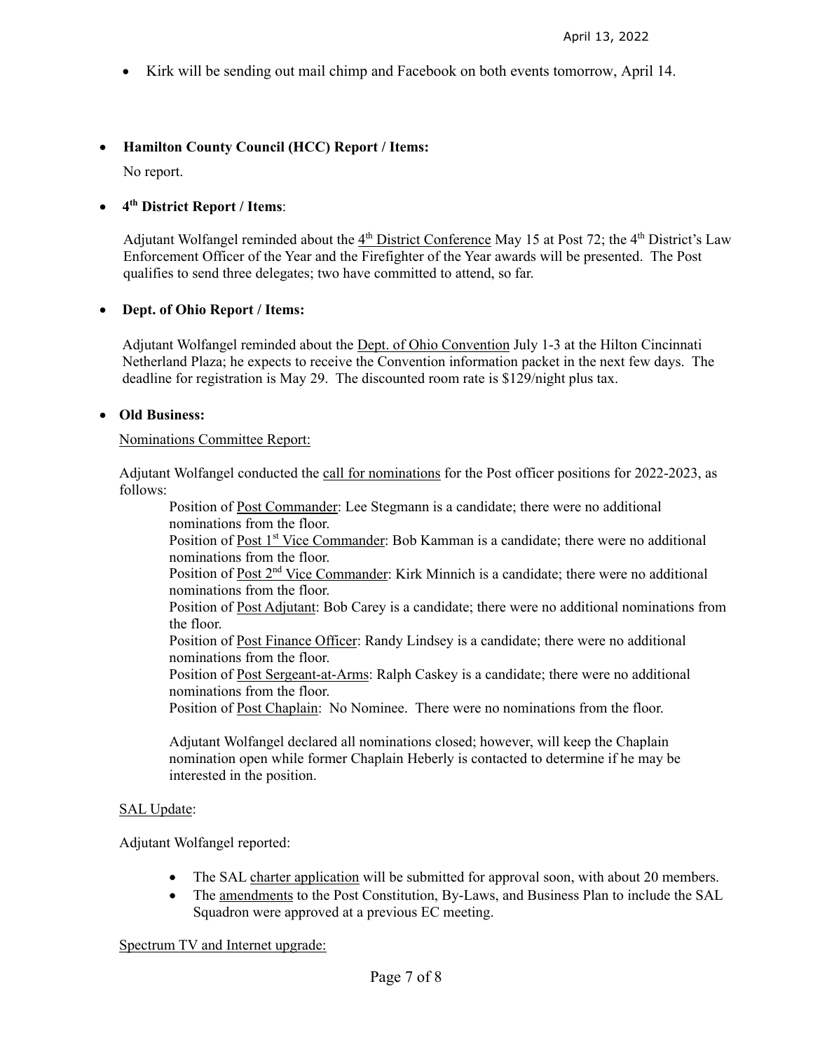- Kirk will be sending out mail chimp and Facebook on both events tomorrow, April 14.

- **Hamilton County Council (HCC) Report / Items:**

  No report.

- **4th District Report / Items**:

  Adjutant Wolfangel reminded about the 4th District Conference May 15 at Post 72; the 4th District's Law Enforcement Officer of the Year and the Firefighter of the Year awards will be presented. The Post qualifies to send three delegates; two have committed to attend, so far.

- **Dept. of Ohio Report / Items:**

  Adjutant Wolfangel reminded about the Dept. of Ohio Convention July 1-3 at the Hilton Cincinnati Netherland Plaza; he expects to receive the Convention information packet in the next few days. The deadline for registration is May 29. The discounted room rate is $129/night plus tax.

- **Old Business:**

  Nominations Committee Report:

  Adjutant Wolfangel conducted the call for nominations for the Post officer positions for 2022-2023, as follows:

  Position of Post Commander: Lee Stegmann is a candidate; there were no additional nominations from the floor.
  Position of Post 1st Vice Commander: Bob Kamman is a candidate; there were no additional nominations from the floor.
  Position of Post 2nd Vice Commander: Kirk Minnich is a candidate; there were no additional nominations from the floor.
  Position of Post Adjutant: Bob Carey is a candidate; there were no additional nominations from the floor.
  Position of Post Finance Officer: Randy Lindsey is a candidate; there were no additional nominations from the floor.
  Position of Post Sergeant-at-Arms: Ralph Caskey is a candidate; there were no additional nominations from the floor.
  Position of Post Chaplain: No Nominee. There were no nominations from the floor.

  Adjutant Wolfangel declared all nominations closed; however, will keep the Chaplain nomination open while former Chaplain Heberly is contacted to determine if he may be interested in the position.

  SAL Update:

  Adjutant Wolfangel reported:

  - The SAL charter application will be submitted for approval soon, with about 20 members.
  - The amendments to the Post Constitution, By-Laws, and Business Plan to include the SAL Squadron were approved at a previous EC meeting.

  Spectrum TV and Internet upgrade: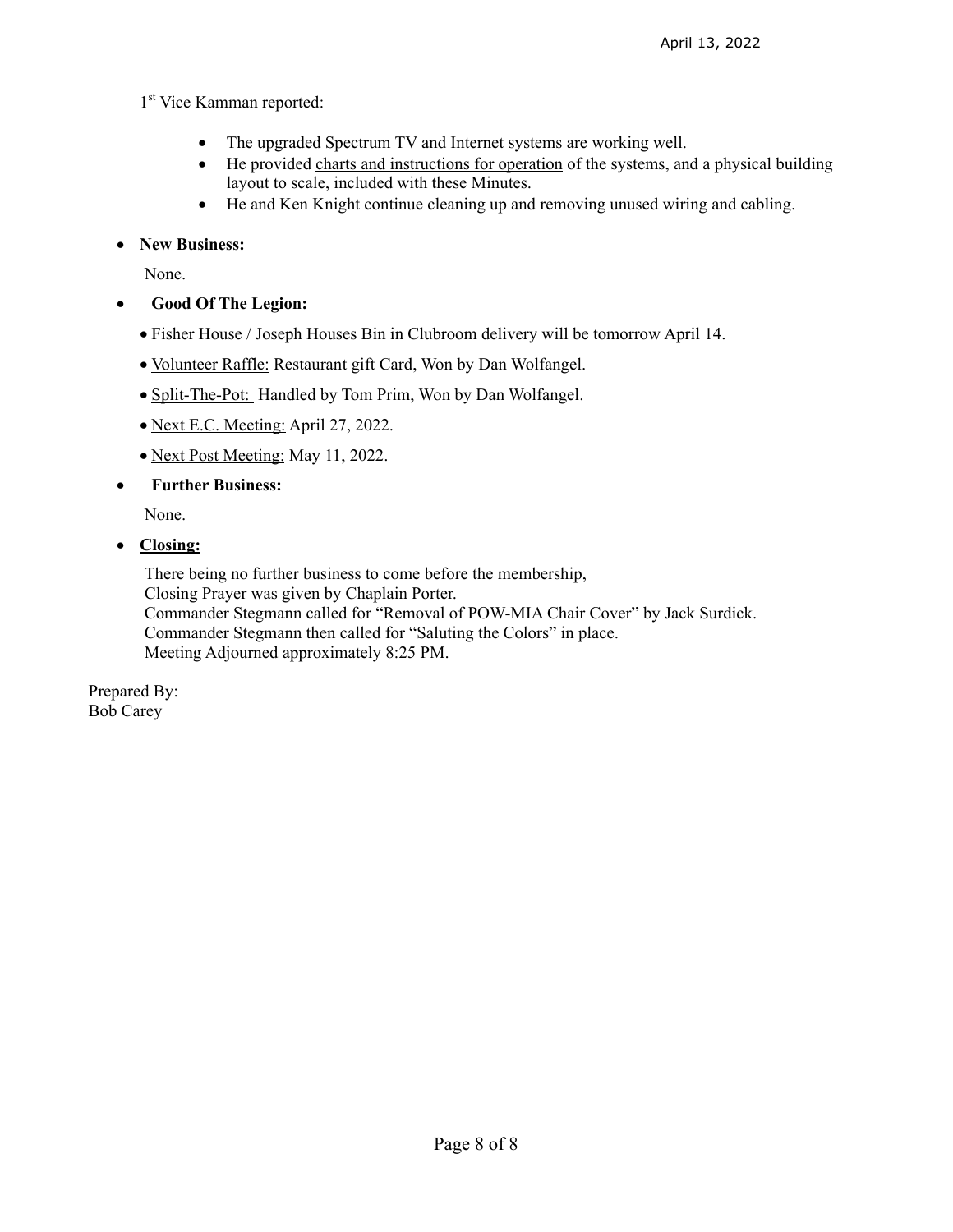1st Vice Kamman reported:

- The upgraded Spectrum TV and Internet systems are working well.
- He provided <u>charts and instructions for operation</u> of the systems, and a physical building layout to scale, included with these Minutes.
- He and Ken Knight continue cleaning up and removing unused wiring and cabling.

- **New Business:**

  None.

- **Good Of The Legion:**

  - <u>Fisher House / Joseph Houses Bin in Clubroom</u> delivery will be tomorrow April 14.
  - <u>Volunteer Raffle:</u> Restaurant gift Card, Won by Dan Wolfangel.
  - <u>Split-The-Pot:</u> Handled by Tom Prim, Won by Dan Wolfangel.
  - <u>Next E.C. Meeting:</u> April 27, 2022.
  - <u>Next Post Meeting:</u> May 11, 2022.

- **Further Business:**

  None.

- **<u>Closing:</u>**

  There being no further business to come before the membership,
  Closing Prayer was given by Chaplain Porter.
  Commander Stegmann called for "Removal of POW-MIA Chair Cover" by Jack Surdick.
  Commander Stegmann then called for "Saluting the Colors" in place.
  Meeting Adjourned approximately 8:25 PM.

Prepared By:
Bob Carey